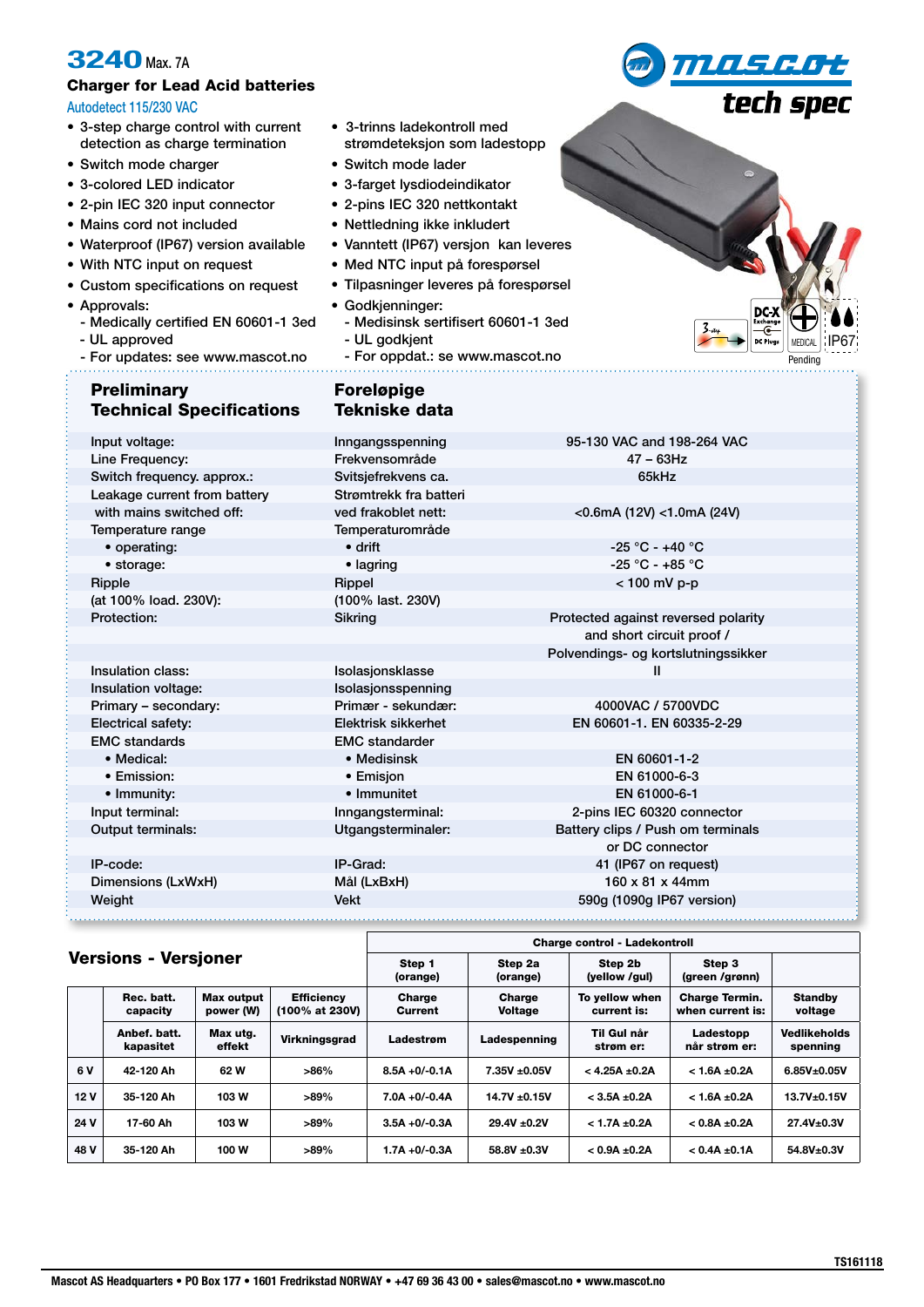# 3240 Max. 7A

## Charger for Lead Acid batteries

Autodetect 115/230 VAC

- 3-step charge control with current detection as charge termination
- Switch mode charger
- 3-colored LED indicator
- 2-pin IEC 320 input connector
- Mains cord not included
- Waterproof (IP67) version available
- With NTC input on request
- Custom specifications on request
- Approvals:
  - Medically certified EN 60601-1 3ed
  - UL approved
  - For updates: see www.mascot.no

- 3-trinns ladekontroll med strømdeteksjon som ladestopp
- Switch mode lader
- 3-farget lysdiodeindikator
- 2-pins IEC 320 nettkontakt
- Nettledning ikke inkludert
- Vanntett (IP67) versjon kan leveres
- Med NTC input på forespørsel
- Tilpasninger leveres på forespørsel
- Godkjenninger:
  - Medisinsk sertifisert 60601-1 3ed
  - UL godkjent
  - For oppdat.: se www.mascot.no

mascot tech spec

3-step · DC-X Exchange DC Plugs · MEDICAL · IP67 · Pending

## Preliminary Technical Specifications / Foreløpige Tekniske data

| | | |
|---|---|---|
| Input voltage: | Inngangsspenning | 95-130 VAC and 198-264 VAC |
| Line Frequency: | Frekvensområde | 47 – 63Hz |
| Switch frequency. approx.: | Svitsjefrekvens ca. | 65kHz |
| Leakage current from battery with mains switched off: | Strømtrekk fra batteri ved frakoblet nett: | <0.6mA (12V) <1.0mA (24V) |
| Temperature range | Temperaturområde | |
| • operating: | • drift | -25 °C - +40 °C |
| • storage: | • lagring | -25 °C - +85 °C |
| Ripple (at 100% load. 230V): | Rippel (100% last. 230V) | < 100 mV p-p |
| Protection: | Sikring | Protected against reversed polarity and short circuit proof / Polvendings- og kortslutningssikker |
| Insulation class: | Isolasjonsklasse | II |
| Insulation voltage: | Isolasjonsspenning | |
| Primary – secondary: | Primær - sekundær: | 4000VAC / 5700VDC |
| Electrical safety: | Elektrisk sikkerhet | EN 60601-1. EN 60335-2-29 |
| EMC standards | EMC standarder | |
| • Medical: | • Medisinsk | EN 60601-1-2 |
| • Emission: | • Emisjon | EN 61000-6-3 |
| • Immunity: | • Immunitet | EN 61000-6-1 |
| Input terminal: | Inngangsterminal: | 2-pins IEC 60320 connector |
| Output terminals: | Utgangsterminaler: | Battery clips / Push om terminals or DC connector |
| IP-code: | IP-Grad: | 41 (IP67 on request) |
| Dimensions (LxWxH) | Mål (LxBxH) | 160 x 81 x 44mm |
| Weight | Vekt | 590g (1090g IP67 version) |

## Versions - Versjoner

| | | | | Charge control - Ladekontroll | | | | |
|---|---|---|---|---|---|---|---|---|
| | | | | Step 1 (orange) | Step 2a (orange) | Step 2b (yellow /gul) | Step 3 (green /grønn) | |
| | Rec. batt. capacity | Max output power (W) | Efficiency (100% at 230V) | Charge Current | Charge Voltage | To yellow when current is: | Charge Termin. when current is: | Standby voltage |
| | Anbef. batt. kapasitet | Max utg. effekt | Virkningsgrad | Ladestrøm | Ladespenning | Til Gul når strøm er: | Ladestopp når strøm er: | Vedlikeholds spenning |
| 6 V | 42-120 Ah | 62 W | >86% | 8.5A +0/-0.1A | 7.35V ±0.05V | < 4.25A ±0.2A | < 1.6A ±0.2A | 6.85V±0.05V |
| 12 V | 35-120 Ah | 103 W | >89% | 7.0A +0/-0.4A | 14.7V ±0.15V | < 3.5A ±0.2A | < 1.6A ±0.2A | 13.7V±0.15V |
| 24 V | 17-60 Ah | 103 W | >89% | 3.5A +0/-0.3A | 29.4V ±0.2V | < 1.7A ±0.2A | < 0.8A ±0.2A | 27.4V±0.3V |
| 48 V | 35-120 Ah | 100 W | >89% | 1.7A +0/-0.3A | 58.8V ±0.3V | < 0.9A ±0.2A | < 0.4A ±0.1A | 54.8V±0.3V |

TS161118

Mascot AS Headquarters • PO Box 177 • 1601 Fredrikstad NORWAY • +47 69 36 43 00 • sales@mascot.no • www.mascot.no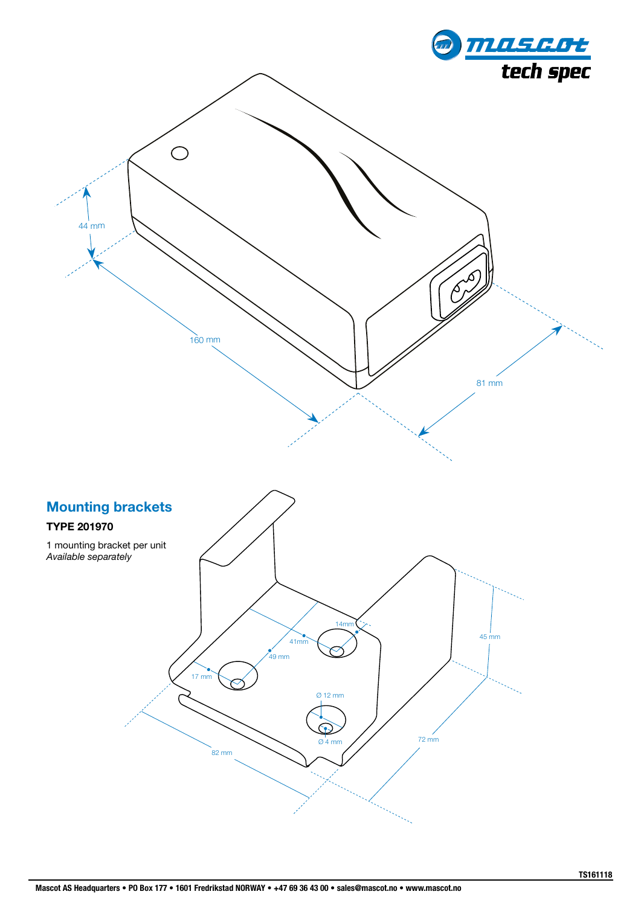mascot
tech spec

44 mm

160 mm

81 mm

## Mounting brackets

**TYPE 201970**

1 mounting bracket per unit
*Available separately*

14mm
41mm
49 mm
17 mm
45 mm
Ø 12 mm
Ø 4 mm
72 mm
82 mm

TS161118

Mascot AS Headquarters • PO Box 177 • 1601 Fredrikstad NORWAY • +47 69 36 43 00 • sales@mascot.no • www.mascot.no